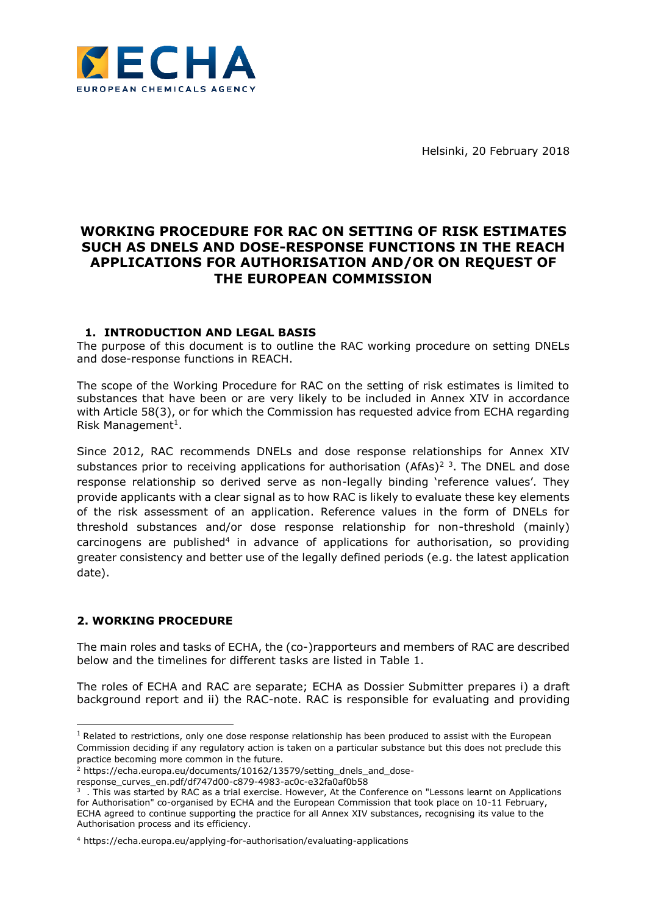Helsinki, 20 February 2018

# WORKING PROCEDURE FOR RAC ON SETTING OF RISK ESTIMATES SUCH AS DNELS AND DOSE-RESPONSE FUNCTIONS IN THE REACH APPLICATIONS FOR AUTHORISATION AND/OR ON REQUEST OF THE EUROPEAN COMMISSION

## 1. INTRODUCTION AND LEGAL BASIS

The purpose of this document is to outline the RAC working procedure on setting DNELs and dose-response functions in REACH.

The scope of the Working Procedure for RAC on the setting of risk estimates is limited to substances that have been or are very likely to be included in Annex XIV in accordance with Article 58(3), or for which the Commission has requested advice from ECHA regarding Risk Management[1].

Since 2012, RAC recommends DNELs and dose response relationships for Annex XIV substances prior to receiving applications for authorisation (AfAs)[2] [3]. The DNEL and dose response relationship so derived serve as non-legally binding 'reference values'. They provide applicants with a clear signal as to how RAC is likely to evaluate these key elements of the risk assessment of an application. Reference values in the form of DNELs for threshold substances and/or dose response relationship for non-threshold (mainly) carcinogens are published[4] in advance of applications for authorisation, so providing greater consistency and better use of the legally defined periods (e.g. the latest application date).

## 2. WORKING PROCEDURE

The main roles and tasks of ECHA, the (co-)rapporteurs and members of RAC are described below and the timelines for different tasks are listed in Table 1.

The roles of ECHA and RAC are separate; ECHA as Dossier Submitter prepares i) a draft background report and ii) the RAC-note. RAC is responsible for evaluating and providing

---

[1] Related to restrictions, only one dose response relationship has been produced to assist with the European Commission deciding if any regulatory action is taken on a particular substance but this does not preclude this practice becoming more common in the future.

[2] https://echa.europa.eu/documents/10162/13579/setting_dnels_and_dose-response_curves_en.pdf/df747d00-c879-4983-ac0c-e32fa0af0b58

[3] . This was started by RAC as a trial exercise. However, At the Conference on "Lessons learnt on Applications for Authorisation" co-organised by ECHA and the European Commission that took place on 10-11 February, ECHA agreed to continue supporting the practice for all Annex XIV substances, recognising its value to the Authorisation process and its efficiency.

[4] https://echa.europa.eu/applying-for-authorisation/evaluating-applications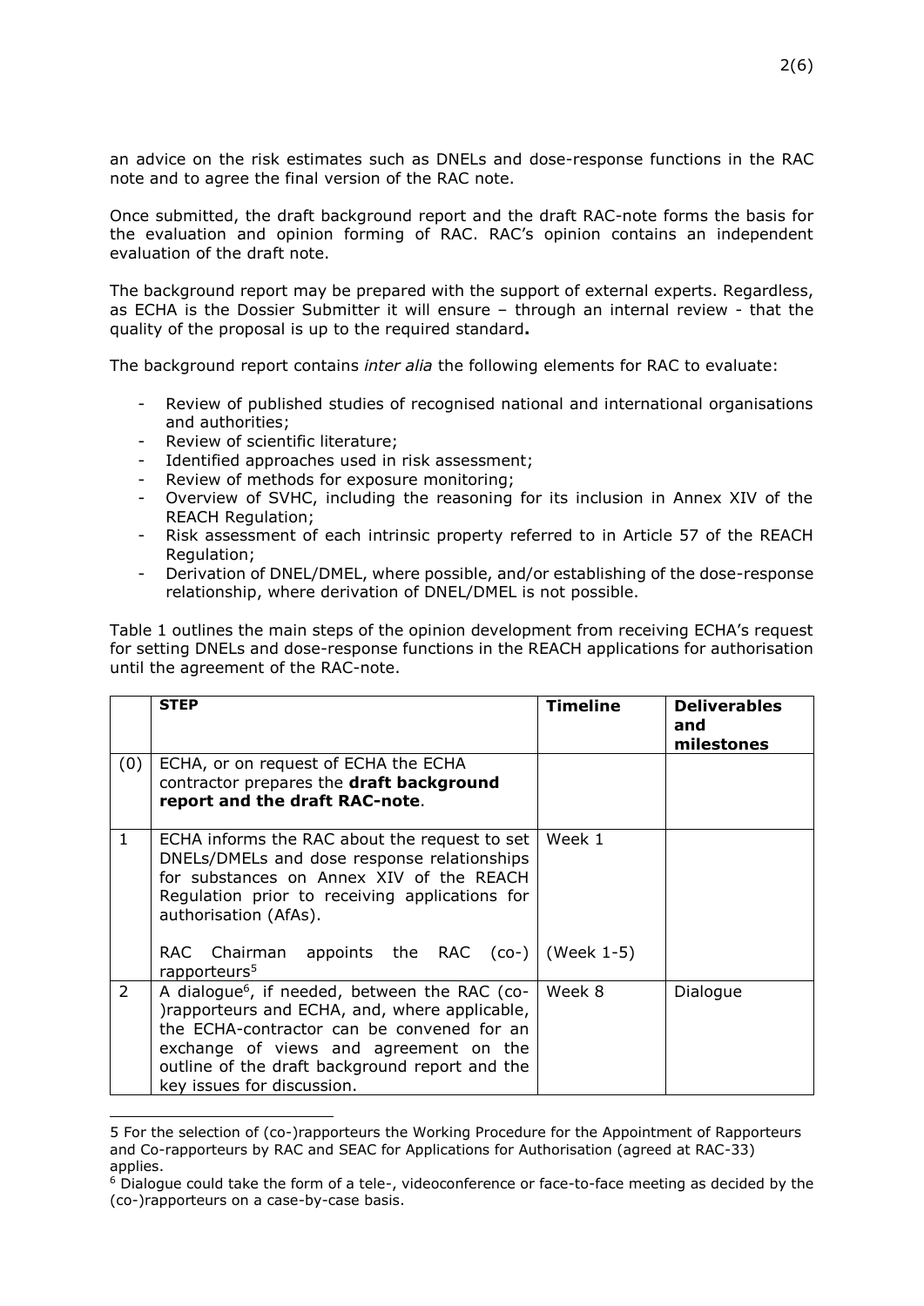an advice on the risk estimates such as DNELs and dose-response functions in the RAC note and to agree the final version of the RAC note.

Once submitted, the draft background report and the draft RAC-note forms the basis for the evaluation and opinion forming of RAC. RAC's opinion contains an independent evaluation of the draft note.

The background report may be prepared with the support of external experts. Regardless, as ECHA is the Dossier Submitter it will ensure – through an internal review - that the quality of the proposal is up to the required standard**.**

The background report contains *inter alia* the following elements for RAC to evaluate:

- Review of published studies of recognised national and international organisations and authorities;
- Review of scientific literature;
- Identified approaches used in risk assessment;
- Review of methods for exposure monitoring;
- Overview of SVHC, including the reasoning for its inclusion in Annex XIV of the REACH Regulation;
- Risk assessment of each intrinsic property referred to in Article 57 of the REACH Regulation;
- Derivation of DNEL/DMEL, where possible, and/or establishing of the dose-response relationship, where derivation of DNEL/DMEL is not possible.

Table 1 outlines the main steps of the opinion development from receiving ECHA's request for setting DNELs and dose-response functions in the REACH applications for authorisation until the agreement of the RAC-note.

| | **STEP** | **Timeline** | **Deliverables and milestones** |
|---|---|---|---|
| (0) | ECHA, or on request of ECHA the ECHA contractor prepares the **draft background report and the draft RAC-note**. | | |
| 1 | ECHA informs the RAC about the request to set DNELs/DMELs and dose response relationships for substances on Annex XIV of the REACH Regulation prior to receiving applications for authorisation (AfAs).<br><br>RAC Chairman appoints the RAC (co-) rapporteurs[5] | Week 1<br><br>(Week 1-5) | |
| 2 | A dialogue[6], if needed, between the RAC (co-)rapporteurs and ECHA, and, where applicable, the ECHA-contractor can be convened for an exchange of views and agreement on the outline of the draft background report and the key issues for discussion. | Week 8 | Dialogue |

5 For the selection of (co-)rapporteurs the Working Procedure for the Appointment of Rapporteurs and Co-rapporteurs by RAC and SEAC for Applications for Authorisation (agreed at RAC-33) applies.

6 Dialogue could take the form of a tele-, videoconference or face-to-face meeting as decided by the (co-)rapporteurs on a case-by-case basis.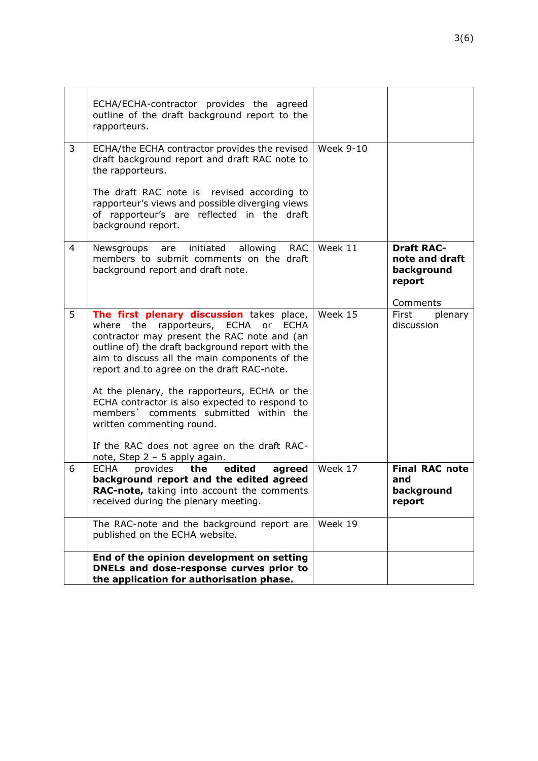| | | | |
|---|---|---|---|
| | ECHA/ECHA-contractor provides the agreed outline of the draft background report to the rapporteurs. | | |
| 3 | ECHA/the ECHA contractor provides the revised draft background report and draft RAC note to the rapporteurs.<br><br>The draft RAC note is revised according to rapporteur's views and possible diverging views of rapporteur's are reflected in the draft background report. | Week 9-10 | |
| 4 | Newsgroups are initiated allowing RAC members to submit comments on the draft background report and draft note. | Week 11 | **Draft RAC-note and draft background report**<br><br>Comments |
| 5 | **The first plenary discussion** takes place, where the rapporteurs, ECHA or ECHA contractor may present the RAC note and (an outline of) the draft background report with the aim to discuss all the main components of the report and to agree on the draft RAC-note.<br><br>At the plenary, the rapporteurs, ECHA or the ECHA contractor is also expected to respond to members` comments submitted within the written commenting round.<br><br>If the RAC does not agree on the draft RAC-note, Step 2 – 5 apply again. | Week 15 | First plenary discussion |
| 6 | ECHA provides **the edited agreed background report and the edited agreed RAC-note,** taking into account the comments received during the plenary meeting. | Week 17 | **Final RAC note and background report** |
| | The RAC-note and the background report are published on the ECHA website. | Week 19 | |
| | **End of the opinion development on setting DNELs and dose-response curves prior to the application for authorisation phase.** | | |